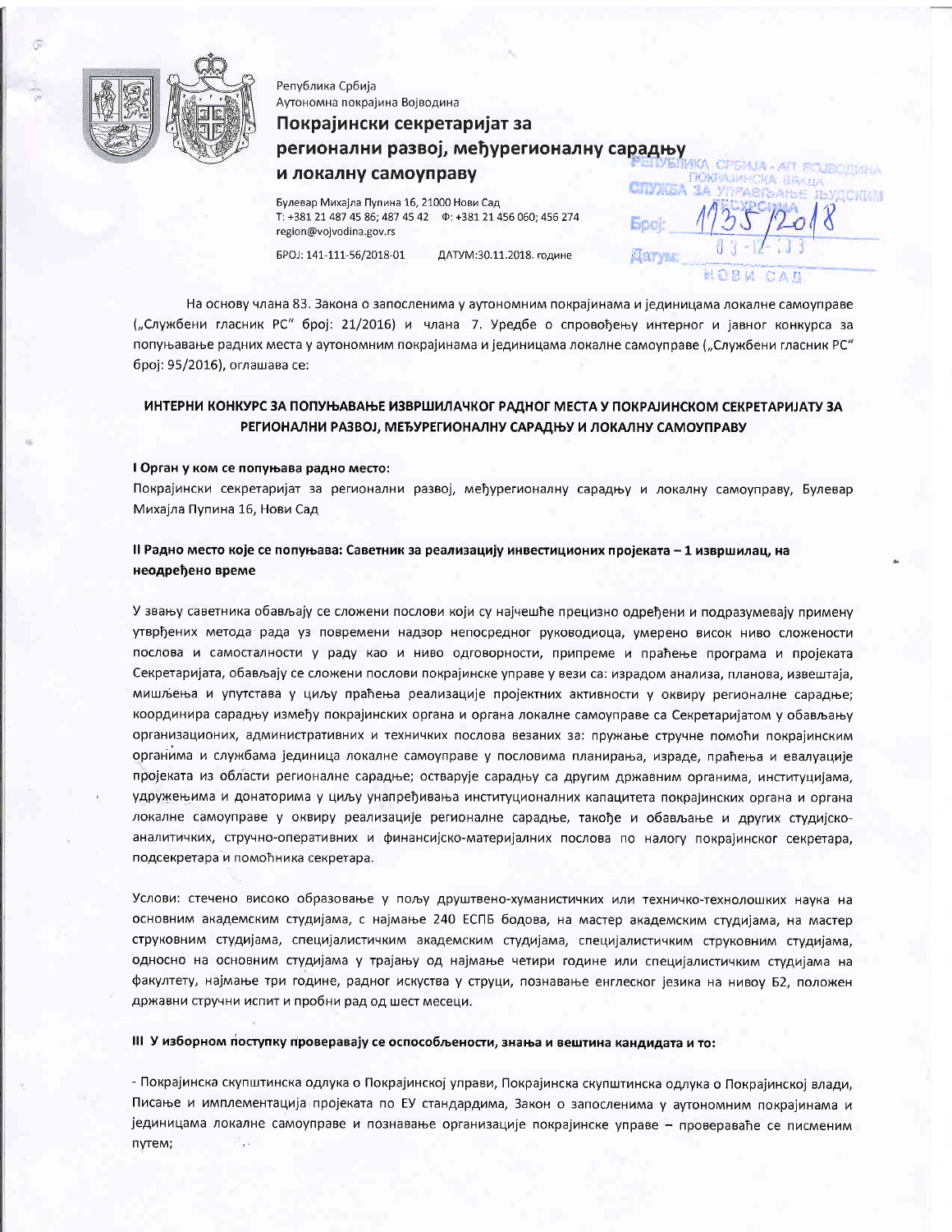Република Србија
Аутономна покрајина Војводина

**Покрајински секретаријат за регионални развој, међурегионалну сарадњу и локалну самоуправу**

Булевар Михајла Пупина 16, 21000 Нови Сад
Т: +381 21 487 45 86; 487 45 42 Ф: +381 21 456 060; 456 274
region@vojvodina.gov.rs

БРОЈ: 141-111-56/2018-01 ДАТУМ:30.11.2018. године

РЕПУБЛИКА СРБИЈА - АП ВОЈВОДИНА
ПОКРАЈИНСКА ВЛАДА
СЛУЖБА ЗА УПРАВЉАЊЕ ЉУДСКИМ РЕСУРСИМА
Број: 1135/2018
Датум: 03-12-2018
НОВИ САД

На основу члана 83. Закона о запосленима у аутономним покрајинама и јединицама локалне самоуправе („Службени гласник РС" број: 21/2016) и члана 7. Уредбе о спровођењу интерног и јавног конкурса за попуњавање радних места у аутономним покрајинама и јединицама локалне самоуправе („Службени гласник РС" број: 95/2016), оглашава се:

## ИНТЕРНИ КОНКУРС ЗА ПОПУЊАВАЊЕ ИЗВРШИЛАЧКОГ РАДНОГ МЕСТА У ПОКРАЈИНСКОМ СЕКРЕТАРИЈАТУ ЗА РЕГИОНАЛНИ РАЗВОЈ, МЕЂУРЕГИОНАЛНУ САРАДЊУ И ЛОКАЛНУ САМОУПРАВУ

### I Орган у ком се попуњава радно место:

Покрајински секретаријат за регионални развој, међурегионалну сарадњу и локалну самоуправу, Булевар Михајла Пупина 16, Нови Сад

### II Радно место које се попуњава: Саветник за реализацију инвестиционих пројеката – 1 извршилац, на неодређено време

У звању саветника обављају се сложени послови који су најчешће прецизно одређени и подразумевају примену утврђених метода рада уз повремени надзор непосредног руководиоца, умерено висок ниво сложености послова и самосталности у раду као и ниво одговорности, припреме и праћење програма и пројеката Секретаријата, обављају се сложени послови покрајинске управе у вези са: израдом анализа, планова, извештаја, мишљења и упутстава у циљу праћења реализације пројектних активности у оквиру регионалне сарадње; координира сарадњу између покрајинских органа и органа локалне самоуправе са Секретаријатом у обављању организационих, административних и техничких послова везаних за: пружање стручне помоћи покрајинским органима и службама јединица локалне самоуправе у пословима планирања, израде, праћења и евалуације пројеката из области регионалне сарадње; остварује сарадњу са другим државним органима, институцијама, удружењима и донаторима у циљу унапређивања институционалних капацитета покрајинских органа и органа локалне самоуправе у оквиру реализације регионалне сарадње, такође и обављање и других студијско-аналитичких, стручно-оперативних и финансијско-материјалних послова по налогу покрајинског секретара, подсекретара и помоћника секретара.

Услови: стечено високо образовање у пољу друштвено-хуманистичких или техничко-технолошких наука на основним академским студијама, с најмање 240 ЕСПБ бодова, на мастер академским студијама, на мастер струковним студијама, специјалистичким академским студијама, специјалистичким струковним студијама, односно на основним студијама у трајању од најмање четири године или специјалистичким студијама на факултету, најмање три године, радног искуства у струци, познавање енглеског језика на нивоу Б2, положен државни стручни испит и пробни рад од шест месеци.

### III У изборном поступку проверавају се оспособљености, знања и вештина кандидата и то:

- Покрајинска скупштинска одлука о Покрајинској управи, Покрајинска скупштинска одлука о Покрајинској влади, Писање и имплементација пројеката по ЕУ стандардима, Закон о запосленима у аутономним покрајинама и јединицама локалне самоуправе и познавање организације покрајинске управе – провераваће се писменим путем;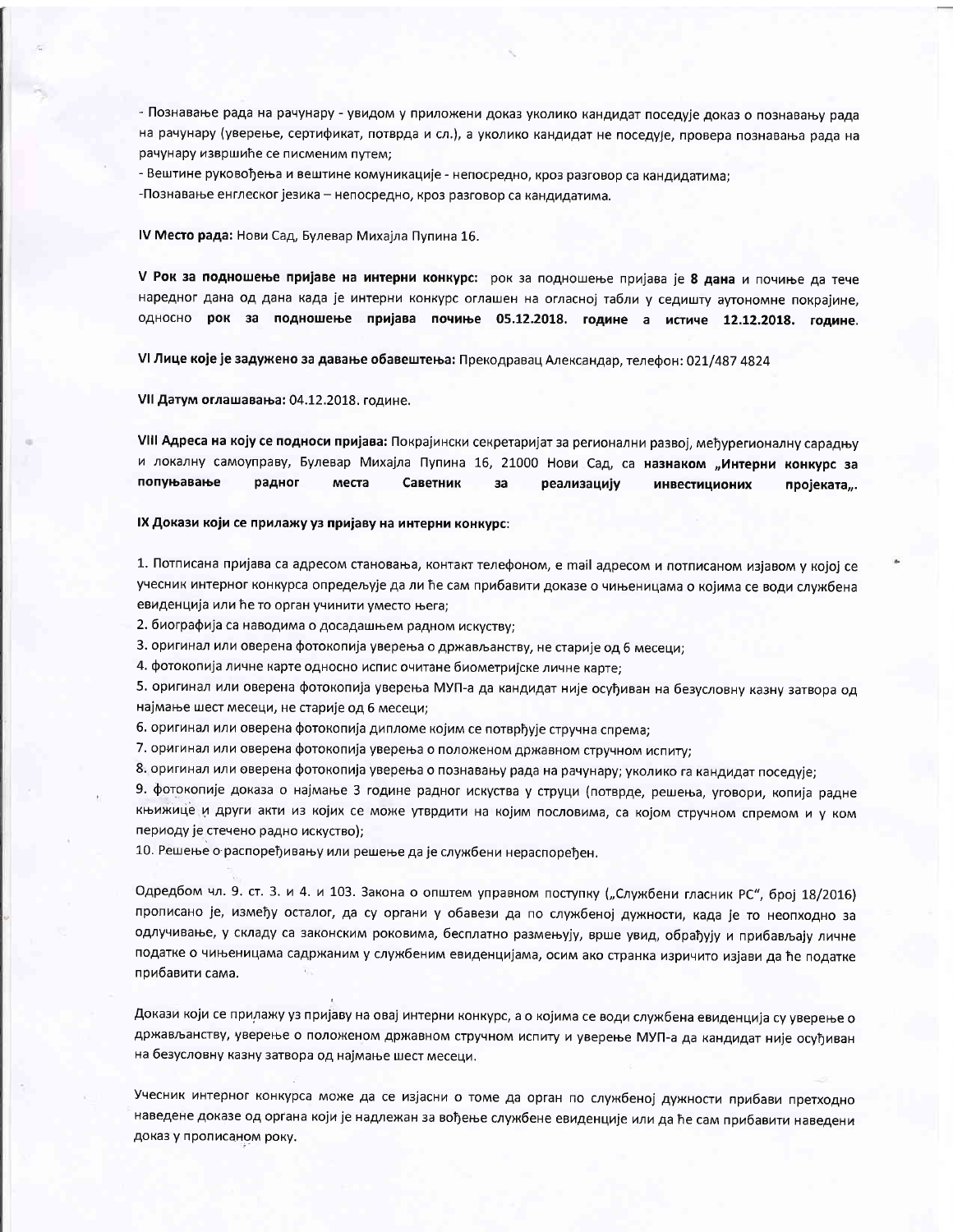- Познавање рада на рачунару - увидом у приложени доказ уколико кандидат поседује доказ о познавању рада на рачунару (уверење, сертификат, потврда и сл.), а уколико кандидат не поседује, провера познавања рада на рачунару извршиће се писменим путем;
- Вештине руковођења и вештине комуникације - непосредно, кроз разговор са кандидатима;
-Познавање енглеског језика – непосредно, кроз разговор са кандидатима.

**IV Место рада:** Нови Сад, Булевар Михајла Пупина 16.

**V Рок за подношење пријаве на интерни конкурс:** рок за подношење пријава је **8 дана** и почиње да тече наредног дана од дана када је интерни конкурс оглашен на огласној табли у седишту аутономне покрајине, односно **рок за подношење пријава почиње 05.12.2018. године а истиче 12.12.2018. године**.

**VI Лице које је задужено за давање обавештења:** Прекодравац Александар, телефон: 021/487 4824

**VII Датум оглашавања:** 04.12.2018. године.

**VIII Адреса на коју се подноси пријава:** Покрајински секретаријат за регионални развој, међурегионалну сарадњу и локалну самоуправу, Булевар Михајла Пупина 16, 21000 Нови Сад, са **назнаком „Интерни конкурс за попуњавање радног места Саветник за реализацију инвестиционих пројеката„.**

**IX Докази који се прилажу уз пријаву на интерни конкурс**:

1. Потписана пријава са адресом становања, контакт телефоном, е mail адресом и потписаном изјавом у којој се учесник интерног конкурса опредељује да ли ће сам прибавити доказе о чињеницама о којима се води службена евиденција или ће то орган учинити уместо њега;
2. биографија са наводима о досадашњем радном искуству;
3. оригинал или оверена фотокопија уверења о држављанству, не старије од 6 месеци;
4. фотокопија личне карте односно испис очитане биометријске личне карте;
5. оригинал или оверена фотокопија уверења МУП-а да кандидат није осуђиван на безусловну казну затвора од најмање шест месеци, не старије од 6 месеци;
6. оригинал или оверена фотокопија дипломе којим се потврђује стручна спрема;
7. оригинал или оверена фотокопија уверења о положеном државном стручном испиту;
8. оригинал или оверена фотокопија уверења о познавању рада на рачунару; уколико га кандидат поседује;
9. фотокопије доказа о најмање 3 године радног искуства у струци (потврде, решења, уговори, копија радне књижице и други акти из којих се може утврдити на којим пословима, са којом стручном спремом и у ком периоду је стечено радно искуство);
10. Решење о распоређивању или решење да је службени нераспоређен.

Одредбом чл. 9. ст. 3. и 4. и 103. Закона о општем управном поступку („Службени гласник РС", број 18/2016) прописано је, између осталог, да су органи у обавези да по службеној дужности, када је то неопходно за одлучивање, у складу са законским роковима, бесплатно размењују, врше увид, обрађују и прибављају личне податке о чињеницама садржаним у службеним евиденцијама, осим ако странка изричито изјави да ће податке прибавити сама.

Докази који се прилажу уз пријаву на овај интерни конкурс, а о којима се води службена евиденција су уверење о држављанству, уверење о положеном државном стручном испиту и уверење МУП-а да кандидат није осуђиван на безусловну казну затвора од најмање шест месеци.

Учесник интерног конкурса може да се изјасни о томе да орган по службеној дужности прибави претходно наведене доказе од органа који је надлежан за вођење службене евиденције или да ће сам прибавити наведени доказ у прописаном року.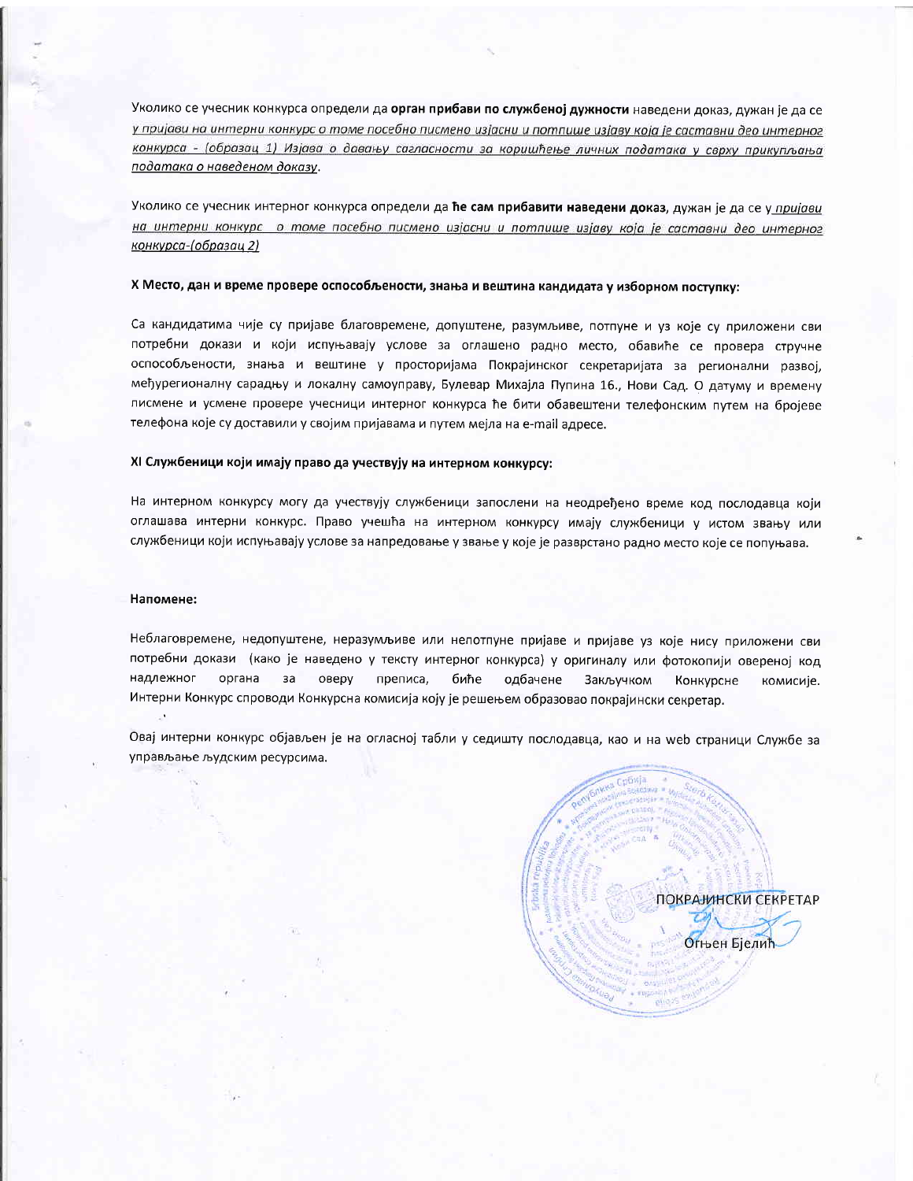Уколико се учесник конкурса определи да **орган прибави по службеној дужности** наведени доказ, дужан је да се *у пријави на интерни конкурс о томе посебно писмено изјасни и потпише изјаву која је саставни део интерног конкурса - (образац 1) Изјава о давању сагласности за коришћење личних података у сврху прикупљања података о наведеном доказу*.

Уколико се учесник интерног конкурса определи да **ће сам прибавити наведени доказ**, дужан је да се *у пријави на интерни конкурс о томе посебно писмено изјасни и потпише изјаву која је саставни део интерног конкурса-(образац 2)*

**X Место, дан и време провере оспособљености, знања и вештина кандидата у изборном поступку:**

Са кандидатима чије су пријаве благовремене, допуштене, разумљиве, потпуне и уз које су приложени сви потребни докази и који испуњавају услове за оглашено радно место, обавиће се провера стручне оспособљености, знања и вештине у просторијама Покрајинског секретаријата за регионални развој, међурегионалну сарадњу и локалну самоуправу, Булевар Михајла Пупина 16., Нови Сад. О датуму и времену писмене и усмене провере учесници интерног конкурса ће бити обавештени телефонским путем на бројеве телефона које су доставили у својим пријавама и путем мејла на e-mail адресе.

**XI Службеници који имају право да учествују на интерном конкурсу:**

На интерном конкурсу могу да учествују службеници запослени на неодређено време код послодавца који оглашава интерни конкурс. Право учешћа на интерном конкурсу имају службеници у истом звању или службеници који испуњавају услове за напредовање у звање у које је разврстано радно место које се попуњава.

**Напомене:**

Неблаговремене, недопуштене, неразумљиве или непотпуне пријаве и пријаве уз које нису приложени сви потребни докази (како је наведено у тексту интерног конкурса) у оригиналу или фотокопији овереној код надлежног органа за оверу преписа, биће одбачене Закључком Конкурсне комисије. Интерни Конкурс спроводи Конкурсна комисија коју је решењем образовао покрајински секретар.

Овај интерни конкурс објављен је на огласној табли у седишту послодавца, као и на web страници Службе за управљање људским ресурсима.

ПОКРАЈИНСКИ СЕКРЕТАР

Огњен Бјелић